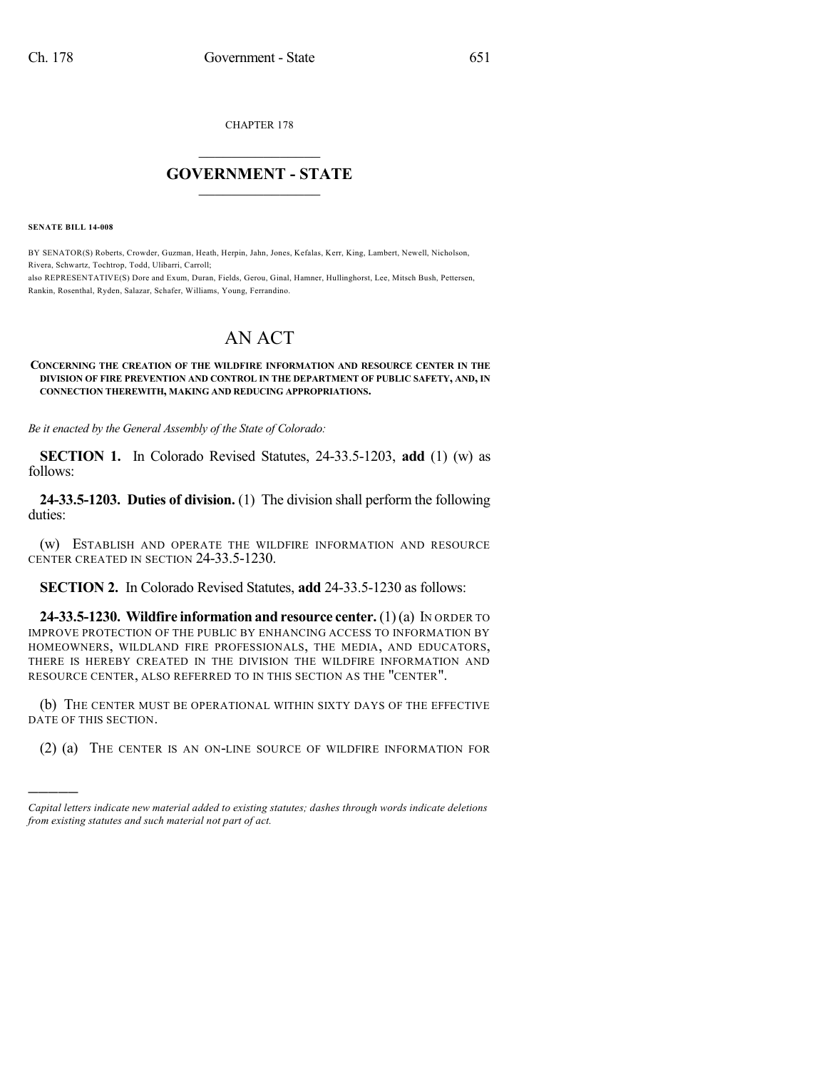CHAPTER 178

# GOVERNMENT - STATE

**SENATE BILL 14-008**

BY SENATOR(S) Roberts, Crowder, Guzman, Heath, Herpin, Jahn, Jones, Kefalas, Kerr, King, Lambert, Newell, Nicholson, Rivera, Schwartz, Tochtrop, Todd, Ulibarri, Carroll;
also REPRESENTATIVE(S) Dore and Exum, Duran, Fields, Gerou, Ginal, Hamner, Hullinghorst, Lee, Mitsch Bush, Pettersen, Rankin, Rosenthal, Ryden, Salazar, Schafer, Williams, Young, Ferrandino.

# AN ACT

**CONCERNING THE CREATION OF THE WILDFIRE INFORMATION AND RESOURCE CENTER IN THE DIVISION OF FIRE PREVENTION AND CONTROL IN THE DEPARTMENT OF PUBLIC SAFETY, AND, IN CONNECTION THEREWITH, MAKING AND REDUCING APPROPRIATIONS.**

*Be it enacted by the General Assembly of the State of Colorado:*

**SECTION 1.** In Colorado Revised Statutes, 24-33.5-1203, **add** (1) (w) as follows:

**24-33.5-1203. Duties of division.** (1) The division shall perform the following duties:

(w) ESTABLISH AND OPERATE THE WILDFIRE INFORMATION AND RESOURCE CENTER CREATED IN SECTION 24-33.5-1230.

**SECTION 2.** In Colorado Revised Statutes, **add** 24-33.5-1230 as follows:

**24-33.5-1230. Wildfire information and resource center.** (1) (a) IN ORDER TO IMPROVE PROTECTION OF THE PUBLIC BY ENHANCING ACCESS TO INFORMATION BY HOMEOWNERS, WILDLAND FIRE PROFESSIONALS, THE MEDIA, AND EDUCATORS, THERE IS HEREBY CREATED IN THE DIVISION THE WILDFIRE INFORMATION AND RESOURCE CENTER, ALSO REFERRED TO IN THIS SECTION AS THE "CENTER".

(b) THE CENTER MUST BE OPERATIONAL WITHIN SIXTY DAYS OF THE EFFECTIVE DATE OF THIS SECTION.

(2) (a) THE CENTER IS AN ON-LINE SOURCE OF WILDFIRE INFORMATION FOR

---

*Capital letters indicate new material added to existing statutes; dashes through words indicate deletions from existing statutes and such material not part of act.*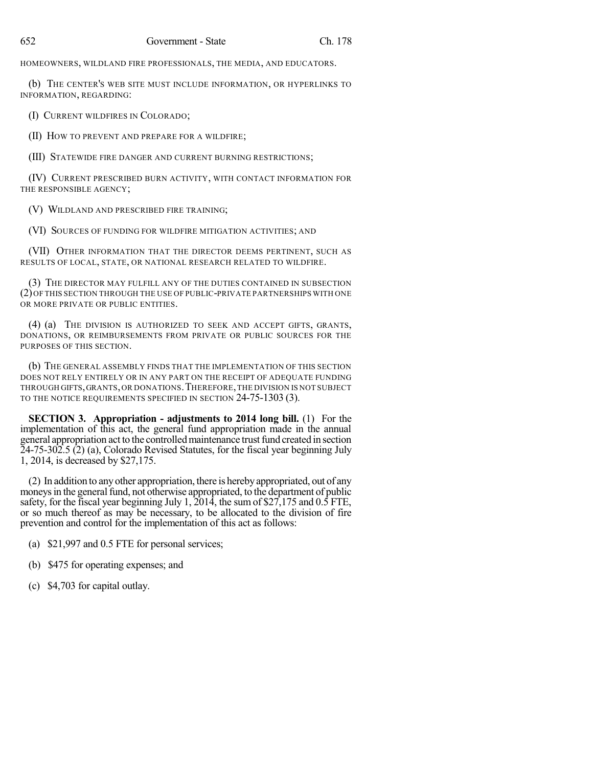HOMEOWNERS, WILDLAND FIRE PROFESSIONALS, THE MEDIA, AND EDUCATORS.

(b) THE CENTER'S WEB SITE MUST INCLUDE INFORMATION, OR HYPERLINKS TO INFORMATION, REGARDING:

(I) CURRENT WILDFIRES IN COLORADO;

(II) HOW TO PREVENT AND PREPARE FOR A WILDFIRE;

(III) STATEWIDE FIRE DANGER AND CURRENT BURNING RESTRICTIONS;

(IV) CURRENT PRESCRIBED BURN ACTIVITY, WITH CONTACT INFORMATION FOR THE RESPONSIBLE AGENCY;

(V) WILDLAND AND PRESCRIBED FIRE TRAINING;

(VI) SOURCES OF FUNDING FOR WILDFIRE MITIGATION ACTIVITIES; AND

(VII) OTHER INFORMATION THAT THE DIRECTOR DEEMS PERTINENT, SUCH AS RESULTS OF LOCAL, STATE, OR NATIONAL RESEARCH RELATED TO WILDFIRE.

(3) THE DIRECTOR MAY FULFILL ANY OF THE DUTIES CONTAINED IN SUBSECTION (2) OF THIS SECTION THROUGH THE USE OF PUBLIC-PRIVATE PARTNERSHIPS WITH ONE OR MORE PRIVATE OR PUBLIC ENTITIES.

(4) (a) THE DIVISION IS AUTHORIZED TO SEEK AND ACCEPT GIFTS, GRANTS, DONATIONS, OR REIMBURSEMENTS FROM PRIVATE OR PUBLIC SOURCES FOR THE PURPOSES OF THIS SECTION.

(b) THE GENERAL ASSEMBLY FINDS THAT THE IMPLEMENTATION OF THIS SECTION DOES NOT RELY ENTIRELY OR IN ANY PART ON THE RECEIPT OF ADEQUATE FUNDING THROUGH GIFTS, GRANTS, OR DONATIONS. THEREFORE, THE DIVISION IS NOT SUBJECT TO THE NOTICE REQUIREMENTS SPECIFIED IN SECTION 24-75-1303 (3).

**SECTION 3. Appropriation - adjustments to 2014 long bill.** (1) For the implementation of this act, the general fund appropriation made in the annual general appropriation act to the controlled maintenance trust fund created in section 24-75-302.5 (2) (a), Colorado Revised Statutes, for the fiscal year beginning July 1, 2014, is decreased by $27,175.

(2) In addition to any other appropriation, there is hereby appropriated, out of any moneys in the general fund, not otherwise appropriated, to the department of public safety, for the fiscal year beginning July 1, 2014, the sum of $27,175 and 0.5 FTE, or so much thereof as may be necessary, to be allocated to the division of fire prevention and control for the implementation of this act as follows:

(a) $21,997 and 0.5 FTE for personal services;

(b) $475 for operating expenses; and

(c) $4,703 for capital outlay.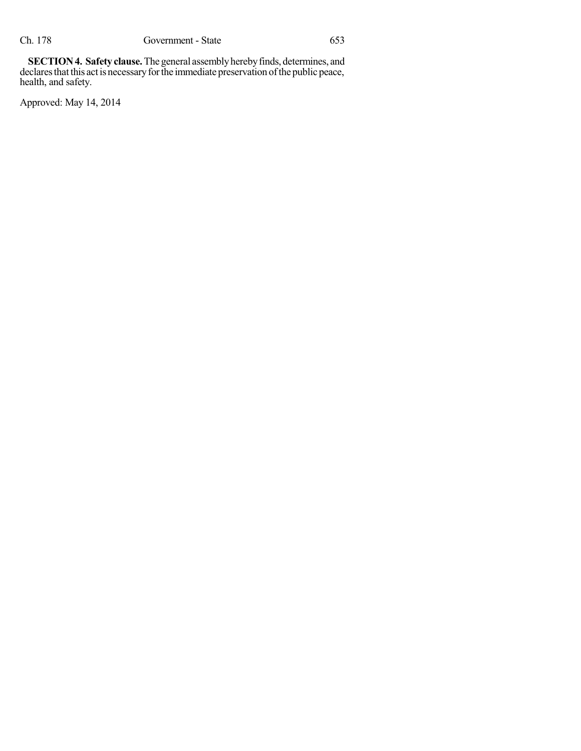**SECTION 4. Safety clause.** The general assembly hereby finds, determines, and declares that this act is necessary for the immediate preservation of the public peace, health, and safety.

Approved: May 14, 2014